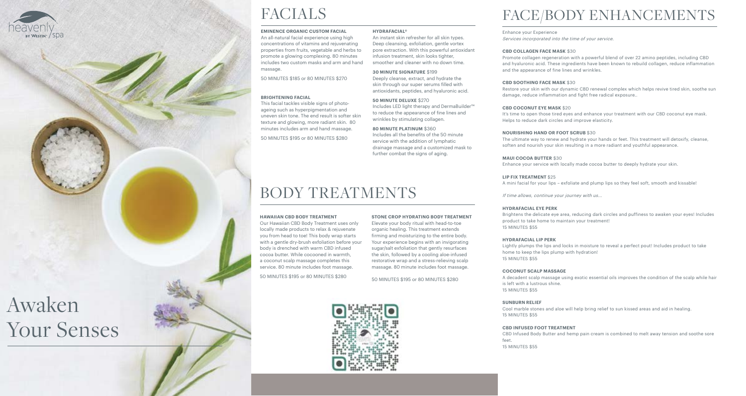heavenly BY WESTIN spa

# Awaken Your Senses

# FACIALS

**EMINENCE ORGANIC CUSTOM FACIAL**

An all-natural facial experience using high concentrations of vitamins and rejuvenating properties from fruits, vegetable and herbs to promote a glowing complexing. 80 minutes includes two custom masks and arm and hand massage.

50 MINUTES $185 or 80 MINUTES $270

**BRIGHTENING FACIAL**

This facial tackles visible signs of photo-ageing such as hyperpigmentation and uneven skin tone. The end result is softer skin texture and glowing, more radiant skin. 80 minutes includes arm and hand massage.

50 MINUTES $195 or 80 MINUTES $280

**HYDRAFACIAL®**

An instant skin refresher for all skin types. Deep cleansing, exfoliation, gentle vortex pore extraction. With this powerful antioxidant infusion treatment, skin looks tighter, smoother and cleaner with no down time.

**30 MINUTE SIGNATURE** $199

Deeply cleanse, extract, and hydrate the skin through our super serums filled with antioxidants, peptides, and hyaluronic acid.

**50 MINUTE DELUXE** $270

Includes LED light therapy and DermaBuilder™ to reduce the appearance of fine lines and wrinkles by stimulating collagen.

**80 MINUTE PLATINUM** $360

Includes all the benefits of the 50 minute service with the addition of lymphatic drainage massage and a customized mask to further combat the signs of aging.

# BODY TREATMENTS

**HAWAIIAN CBD BODY TREATMENT**

Our Hawaiian CBD Body Treatment uses only locally made products to relax & rejuvenate you from head to toe! This body wrap starts with a gentle dry-brush exfoliation before your body is drenched with warm CBD infused cocoa butter. While cocooned in warmth, a coconut scalp massage completes this service. 80 minute includes foot massage.

50 MINUTES $195 or 80 MINUTES $280

**STONE CROP HYDRATING BODY TREATMENT**

Elevate your body ritual with head-to-toe organic healing. This treatment extends firming and moisturizing to the entire body. Your experience begins with an invigorating sugar/salt exfoliation that gently resurfaces the skin, followed by a cooling aloe-infused restorative wrap and a stress-relieving scalp massage. 80 minute includes foot massage.

50 MINUTES $195 or 80 MINUTES $280

# FACE/BODY ENHANCEMENTS

Enhance your Experience

*Services incorporated into the time of your service.*

**CBD COLLAGEN FACE MASK** $30

Promote collagen regeneration with a powerful blend of over 22 amino peptides, including CBD and hyaluronic acid. These ingredients have been known to rebuild collagen, reduce inflammation and the appearance of fine lines and wrinkles.

**CBD SOOTHING FACE MASK** $30

Restore your skin with our dynamic CBD renewal complex which helps revive tired skin, soothe sun damage, reduce inflammation and fight free radical exposure..

**CBD COCONUT EYE MASK** $20

It's time to open those tired eyes and enhance your treatment with our CBD coconut eye mask. Helps to reduce dark circles and improve elasticity.

**NOURISHING HAND OR FOOT SCRUB** $30

The ultimate way to renew and hydrate your hands or feet. This treatment will detoxify, cleanse, soften and nourish your skin resulting in a more radiant and youthful appearance.

**MAUI COCOA BUTTER** $30

Enhance your service with locally made cocoa butter to deeply hydrate your skin.

**LIP FIX TREATMENT** $25

A mini facial for your lips – exfoliate and plump lips so they feel soft, smooth and kissable!

*If time allows, continue your journey with us...*

**HYDRAFACIAL EYE PERK**

Brightens the delicate eye area, reducing dark circles and puffiness to awaken your eyes! Includes product to take home to maintain your treatment!

15 MINUTES $55

**HYDRAFACIAL LIP PERK**

Lightly plumps the lips and locks in moisture to reveal a perfect pout! Includes product to take home to keep the lips plump with hydration!

15 MINUTES $55

**COCONUT SCALP MASSAGE**

A decadent scalp massage using exotic essential oils improves the condition of the scalp while hair is left with a lustrous shine.

15 MINUTES $55

**SUNBURN RELIEF**

Cool marble stones and aloe will help bring relief to sun kissed areas and aid in healing.

15 MINUTES $55

**CBD INFUSED FOOT TREATMENT**

CBD Infused Body Butter and hemp pain cream is combined to melt away tension and soothe sore feet.

15 MINUTES $55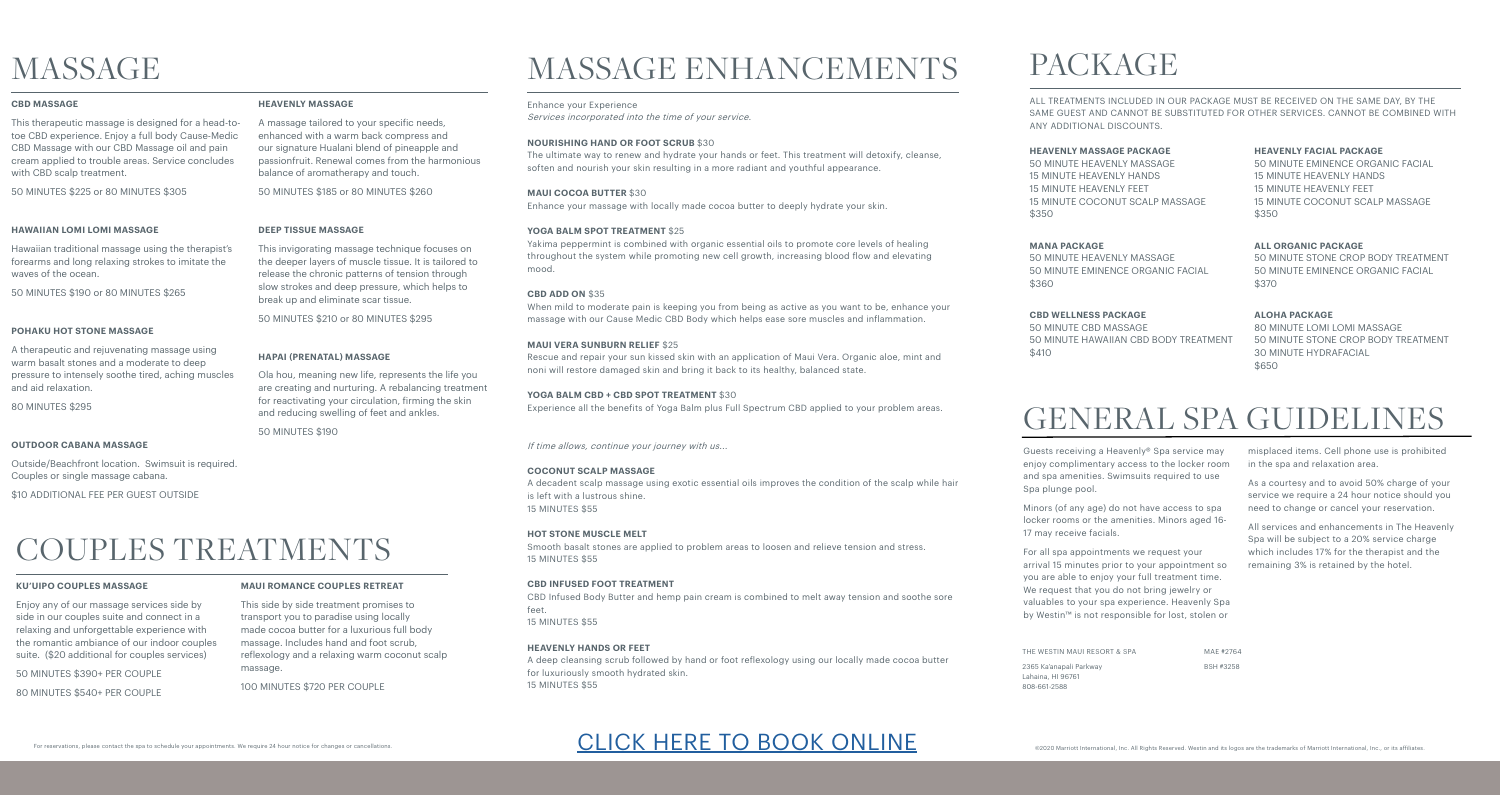# MASSAGE

### CBD MASSAGE

This therapeutic massage is designed for a head-to-toe CBD experience. Enjoy a full body Cause-Medic CBD Massage with our CBD Massage oil and pain cream applied to trouble areas. Service concludes with CBD scalp treatment.

50 MINUTES $225 or 80 MINUTES $305

### HAWAIIAN LOMI LOMI MASSAGE

Hawaiian traditional massage using the therapist's forearms and long relaxing strokes to imitate the waves of the ocean.

50 MINUTES $190 or 80 MINUTES $265

### POHAKU HOT STONE MASSAGE

A therapeutic and rejuvenating massage using warm basalt stones and a moderate to deep pressure to intensely soothe tired, aching muscles and aid relaxation.

80 MINUTES $295

### OUTDOOR CABANA MASSAGE

Outside/Beachfront location. Swimsuit is required. Couples or single massage cabana.

$10 ADDITIONAL FEE PER GUEST OUTSIDE

### HEAVENLY MASSAGE

A massage tailored to your specific needs, enhanced with a warm back compress and our signature Hualani blend of pineapple and passionfruit. Renewal comes from the harmonious balance of aromatherapy and touch.

50 MINUTES $185 or 80 MINUTES $260

### DEEP TISSUE MASSAGE

This invigorating massage technique focuses on the deeper layers of muscle tissue. It is tailored to release the chronic patterns of tension through slow strokes and deep pressure, which helps to break up and eliminate scar tissue.

50 MINUTES $210 or 80 MINUTES $295

### HAPAI (PRENATAL) MASSAGE

Ola hou, meaning new life, represents the life you are creating and nurturing. A rebalancing treatment for reactivating your circulation, firming the skin and reducing swelling of feet and ankles.

50 MINUTES $190

# COUPLES TREATMENTS

### KU'UIPO COUPLES MASSAGE

Enjoy any of our massage services side by side in our couples suite and connect in a relaxing and unforgettable experience with the romantic ambiance of our indoor couples suite. ($20 additional for couples services)

50 MINUTES $390+ PER COUPLE

80 MINUTES $540+ PER COUPLE

### MAUI ROMANCE COUPLES RETREAT

This side by side treatment promises to transport you to paradise using locally made cocoa butter for a luxurious full body massage. Includes hand and foot scrub, reflexology and a relaxing warm coconut scalp massage.

100 MINUTES $720 PER COUPLE

# MASSAGE ENHANCEMENTS

Enhance your Experience
*Services incorporated into the time of your service.*

**NOURISHING HAND OR FOOT SCRUB** $30
The ultimate way to renew and hydrate your hands or feet. This treatment will detoxify, cleanse, soften and nourish your skin resulting in a more radiant and youthful appearance.

**MAUI COCOA BUTTER** $30
Enhance your massage with locally made cocoa butter to deeply hydrate your skin.

**YOGA BALM SPOT TREATMENT** $25
Yakima peppermint is combined with organic essential oils to promote core levels of healing throughout the system while promoting new cell growth, increasing blood flow and elevating mood.

**CBD ADD ON** $35
When mild to moderate pain is keeping you from being as active as you want to be, enhance your massage with our Cause Medic CBD Body which helps ease sore muscles and inflammation.

**MAUI VERA SUNBURN RELIEF** $25
Rescue and repair your sun kissed skin with an application of Maui Vera. Organic aloe, mint and noni will restore damaged skin and bring it back to its healthy, balanced state.

**YOGA BALM CBD + CBD SPOT TREATMENT** $30
Experience all the benefits of Yoga Balm plus Full Spectrum CBD applied to your problem areas.

*If time allows, continue your journey with us...*

**COCONUT SCALP MASSAGE**
A decadent scalp massage using exotic essential oils improves the condition of the scalp while hair is left with a lustrous shine.
15 MINUTES $55

**HOT STONE MUSCLE MELT**
Smooth basalt stones are applied to problem areas to loosen and relieve tension and stress.
15 MINUTES $55

**CBD INFUSED FOOT TREATMENT**
CBD Infused Body Butter and hemp pain cream is combined to melt away tension and soothe sore feet.
15 MINUTES $55

**HEAVENLY HANDS OR FEET**
A deep cleansing scrub followed by hand or foot reflexology using our locally made cocoa butter for luxuriously smooth hydrated skin.
15 MINUTES $55

# PACKAGE

ALL TREATMENTS INCLUDED IN OUR PACKAGE MUST BE RECEIVED ON THE SAME DAY, BY THE SAME GUEST AND CANNOT BE SUBSTITUTED FOR OTHER SERVICES. CANNOT BE COMBINED WITH ANY ADDITIONAL DISCOUNTS.

**HEAVENLY MASSAGE PACKAGE**
50 MINUTE HEAVENLY MASSAGE
15 MINUTE HEAVENLY HANDS
15 MINUTE HEAVENLY FEET
15 MINUTE COCONUT SCALP MASSAGE
$350

**MANA PACKAGE**
50 MINUTE HEAVENLY MASSAGE
50 MINUTE EMINENCE ORGANIC FACIAL
$360

**CBD WELLNESS PACKAGE**
50 MINUTE CBD MASSAGE
50 MINUTE HAWAIIAN CBD BODY TREATMENT
$410

**HEAVENLY FACIAL PACKAGE**
50 MINUTE EMINENCE ORGANIC FACIAL
15 MINUTE HEAVENLY HANDS
15 MINUTE HEAVENLY FEET
15 MINUTE COCONUT SCALP MASSAGE
$350

**ALL ORGANIC PACKAGE**
50 MINUTE STONE CROP BODY TREATMENT
50 MINUTE EMINENCE ORGANIC FACIAL
$370

**ALOHA PACKAGE**
80 MINUTE LOMI LOMI MASSAGE
50 MINUTE STONE CROP BODY TREATMENT
30 MINUTE HYDRAFACIAL
$650

# GENERAL SPA GUIDELINES

Guests receiving a Heavenly® Spa service may enjoy complimentary access to the locker room and spa amenities. Swimsuits required to use Spa plunge pool.

Minors (of any age) do not have access to spa locker rooms or the amenities. Minors aged 16-17 may receive facials.

For all spa appointments we request your arrival 15 minutes prior to your appointment so you are able to enjoy your full treatment time. We request that you do not bring jewelry or valuables to your spa experience. Heavenly Spa by Westin™ is not responsible for lost, stolen or misplaced items. Cell phone use is prohibited in the spa and relaxation area.

As a courtesy and to avoid 50% charge of your service we require a 24 hour notice should you need to change or cancel your reservation.

All services and enhancements in The Heavenly Spa will be subject to a 20% service charge which includes 17% for the therapist and the remaining 3% is retained by the hotel.

THE WESTIN MAUI RESORT & SPA
2365 Ka'anapali Parkway
Lahaina, HI 96761
808-661-2588

MAE #2764
BSH #3258

For reservations, please contact the spa to schedule your appointments. We require 24 hour notice for changes or cancellations.

CLICK HERE TO BOOK ONLINE

©2020 Marriott International, Inc. All Rights Reserved. Westin and its logos are the trademarks of Marriott International, Inc., or its affiliates.